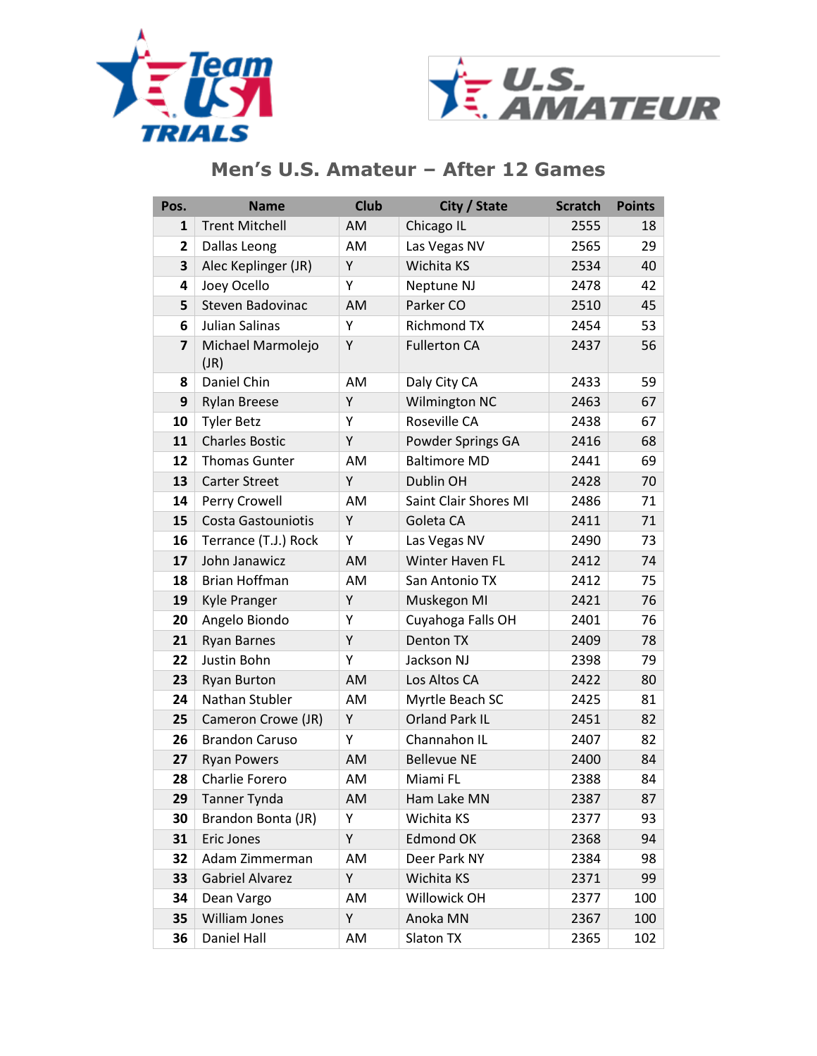# Men's U.S. Amateur – After 12 Games

| Pos. | Name | Club | City / State | Scratch | Points |
|---|---|---|---|---|---|
| 1 | Trent Mitchell | AM | Chicago IL | 2555 | 18 |
| 2 | Dallas Leong | AM | Las Vegas NV | 2565 | 29 |
| 3 | Alec Keplinger (JR) | Y | Wichita KS | 2534 | 40 |
| 4 | Joey Ocello | Y | Neptune NJ | 2478 | 42 |
| 5 | Steven Badovinac | AM | Parker CO | 2510 | 45 |
| 6 | Julian Salinas | Y | Richmond TX | 2454 | 53 |
| 7 | Michael Marmolejo (JR) | Y | Fullerton CA | 2437 | 56 |
| 8 | Daniel Chin | AM | Daly City CA | 2433 | 59 |
| 9 | Rylan Breese | Y | Wilmington NC | 2463 | 67 |
| 10 | Tyler Betz | Y | Roseville CA | 2438 | 67 |
| 11 | Charles Bostic | Y | Powder Springs GA | 2416 | 68 |
| 12 | Thomas Gunter | AM | Baltimore MD | 2441 | 69 |
| 13 | Carter Street | Y | Dublin OH | 2428 | 70 |
| 14 | Perry Crowell | AM | Saint Clair Shores MI | 2486 | 71 |
| 15 | Costa Gastouniotis | Y | Goleta CA | 2411 | 71 |
| 16 | Terrance (T.J.) Rock | Y | Las Vegas NV | 2490 | 73 |
| 17 | John Janawicz | AM | Winter Haven FL | 2412 | 74 |
| 18 | Brian Hoffman | AM | San Antonio TX | 2412 | 75 |
| 19 | Kyle Pranger | Y | Muskegon MI | 2421 | 76 |
| 20 | Angelo Biondo | Y | Cuyahoga Falls OH | 2401 | 76 |
| 21 | Ryan Barnes | Y | Denton TX | 2409 | 78 |
| 22 | Justin Bohn | Y | Jackson NJ | 2398 | 79 |
| 23 | Ryan Burton | AM | Los Altos CA | 2422 | 80 |
| 24 | Nathan Stubler | AM | Myrtle Beach SC | 2425 | 81 |
| 25 | Cameron Crowe (JR) | Y | Orland Park IL | 2451 | 82 |
| 26 | Brandon Caruso | Y | Channahon IL | 2407 | 82 |
| 27 | Ryan Powers | AM | Bellevue NE | 2400 | 84 |
| 28 | Charlie Forero | AM | Miami FL | 2388 | 84 |
| 29 | Tanner Tynda | AM | Ham Lake MN | 2387 | 87 |
| 30 | Brandon Bonta (JR) | Y | Wichita KS | 2377 | 93 |
| 31 | Eric Jones | Y | Edmond OK | 2368 | 94 |
| 32 | Adam Zimmerman | AM | Deer Park NY | 2384 | 98 |
| 33 | Gabriel Alvarez | Y | Wichita KS | 2371 | 99 |
| 34 | Dean Vargo | AM | Willowick OH | 2377 | 100 |
| 35 | William Jones | Y | Anoka MN | 2367 | 100 |
| 36 | Daniel Hall | AM | Slaton TX | 2365 | 102 |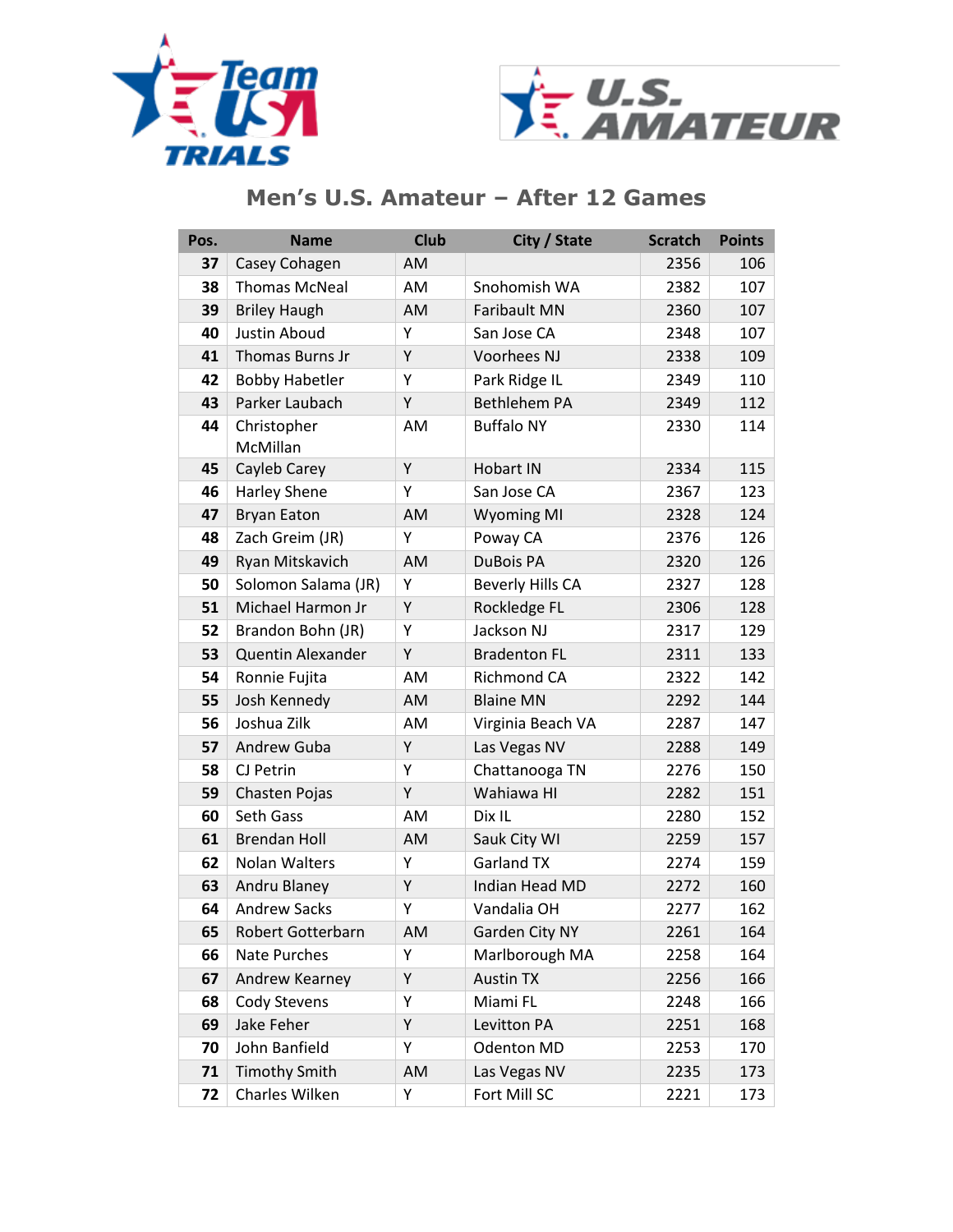## Men's U.S. Amateur – After 12 Games

| Pos. | Name | Club | City / State | Scratch | Points |
|---|---|---|---|---|---|
| 37 | Casey Cohagen | AM | | 2356 | 106 |
| 38 | Thomas McNeal | AM | Snohomish WA | 2382 | 107 |
| 39 | Briley Haugh | AM | Faribault MN | 2360 | 107 |
| 40 | Justin Aboud | Y | San Jose CA | 2348 | 107 |
| 41 | Thomas Burns Jr | Y | Voorhees NJ | 2338 | 109 |
| 42 | Bobby Habetler | Y | Park Ridge IL | 2349 | 110 |
| 43 | Parker Laubach | Y | Bethlehem PA | 2349 | 112 |
| 44 | Christopher McMillan | AM | Buffalo NY | 2330 | 114 |
| 45 | Cayleb Carey | Y | Hobart IN | 2334 | 115 |
| 46 | Harley Shene | Y | San Jose CA | 2367 | 123 |
| 47 | Bryan Eaton | AM | Wyoming MI | 2328 | 124 |
| 48 | Zach Greim (JR) | Y | Poway CA | 2376 | 126 |
| 49 | Ryan Mitskavich | AM | DuBois PA | 2320 | 126 |
| 50 | Solomon Salama (JR) | Y | Beverly Hills CA | 2327 | 128 |
| 51 | Michael Harmon Jr | Y | Rockledge FL | 2306 | 128 |
| 52 | Brandon Bohn (JR) | Y | Jackson NJ | 2317 | 129 |
| 53 | Quentin Alexander | Y | Bradenton FL | 2311 | 133 |
| 54 | Ronnie Fujita | AM | Richmond CA | 2322 | 142 |
| 55 | Josh Kennedy | AM | Blaine MN | 2292 | 144 |
| 56 | Joshua Zilk | AM | Virginia Beach VA | 2287 | 147 |
| 57 | Andrew Guba | Y | Las Vegas NV | 2288 | 149 |
| 58 | CJ Petrin | Y | Chattanooga TN | 2276 | 150 |
| 59 | Chasten Pojas | Y | Wahiawa HI | 2282 | 151 |
| 60 | Seth Gass | AM | Dix IL | 2280 | 152 |
| 61 | Brendan Holl | AM | Sauk City WI | 2259 | 157 |
| 62 | Nolan Walters | Y | Garland TX | 2274 | 159 |
| 63 | Andru Blaney | Y | Indian Head MD | 2272 | 160 |
| 64 | Andrew Sacks | Y | Vandalia OH | 2277 | 162 |
| 65 | Robert Gotterbarn | AM | Garden City NY | 2261 | 164 |
| 66 | Nate Purches | Y | Marlborough MA | 2258 | 164 |
| 67 | Andrew Kearney | Y | Austin TX | 2256 | 166 |
| 68 | Cody Stevens | Y | Miami FL | 2248 | 166 |
| 69 | Jake Feher | Y | Levitton PA | 2251 | 168 |
| 70 | John Banfield | Y | Odenton MD | 2253 | 170 |
| 71 | Timothy Smith | AM | Las Vegas NV | 2235 | 173 |
| 72 | Charles Wilken | Y | Fort Mill SC | 2221 | 173 |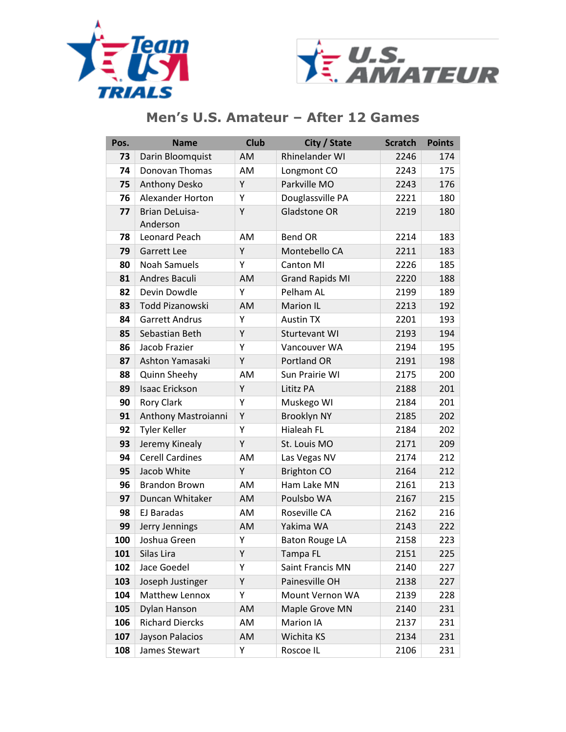## Men's U.S. Amateur – After 12 Games

| Pos. | Name | Club | City / State | Scratch | Points |
|---|---|---|---|---|---|
| 73 | Darin Bloomquist | AM | Rhinelander WI | 2246 | 174 |
| 74 | Donovan Thomas | AM | Longmont CO | 2243 | 175 |
| 75 | Anthony Desko | Y | Parkville MO | 2243 | 176 |
| 76 | Alexander Horton | Y | Douglassville PA | 2221 | 180 |
| 77 | Brian DeLuisa-Anderson | Y | Gladstone OR | 2219 | 180 |
| 78 | Leonard Peach | AM | Bend OR | 2214 | 183 |
| 79 | Garrett Lee | Y | Montebello CA | 2211 | 183 |
| 80 | Noah Samuels | Y | Canton MI | 2226 | 185 |
| 81 | Andres Baculi | AM | Grand Rapids MI | 2220 | 188 |
| 82 | Devin Dowdle | Y | Pelham AL | 2199 | 189 |
| 83 | Todd Pizanowski | AM | Marion IL | 2213 | 192 |
| 84 | Garrett Andrus | Y | Austin TX | 2201 | 193 |
| 85 | Sebastian Beth | Y | Sturtevant WI | 2193 | 194 |
| 86 | Jacob Frazier | Y | Vancouver WA | 2194 | 195 |
| 87 | Ashton Yamasaki | Y | Portland OR | 2191 | 198 |
| 88 | Quinn Sheehy | AM | Sun Prairie WI | 2175 | 200 |
| 89 | Isaac Erickson | Y | Lititz PA | 2188 | 201 |
| 90 | Rory Clark | Y | Muskego WI | 2184 | 201 |
| 91 | Anthony Mastroianni | Y | Brooklyn NY | 2185 | 202 |
| 92 | Tyler Keller | Y | Hialeah FL | 2184 | 202 |
| 93 | Jeremy Kinealy | Y | St. Louis MO | 2171 | 209 |
| 94 | Cerell Cardines | AM | Las Vegas NV | 2174 | 212 |
| 95 | Jacob White | Y | Brighton CO | 2164 | 212 |
| 96 | Brandon Brown | AM | Ham Lake MN | 2161 | 213 |
| 97 | Duncan Whitaker | AM | Poulsbo WA | 2167 | 215 |
| 98 | EJ Baradas | AM | Roseville CA | 2162 | 216 |
| 99 | Jerry Jennings | AM | Yakima WA | 2143 | 222 |
| 100 | Joshua Green | Y | Baton Rouge LA | 2158 | 223 |
| 101 | Silas Lira | Y | Tampa FL | 2151 | 225 |
| 102 | Jace Goedel | Y | Saint Francis MN | 2140 | 227 |
| 103 | Joseph Justinger | Y | Painesville OH | 2138 | 227 |
| 104 | Matthew Lennox | Y | Mount Vernon WA | 2139 | 228 |
| 105 | Dylan Hanson | AM | Maple Grove MN | 2140 | 231 |
| 106 | Richard Diercks | AM | Marion IA | 2137 | 231 |
| 107 | Jayson Palacios | AM | Wichita KS | 2134 | 231 |
| 108 | James Stewart | Y | Roscoe IL | 2106 | 231 |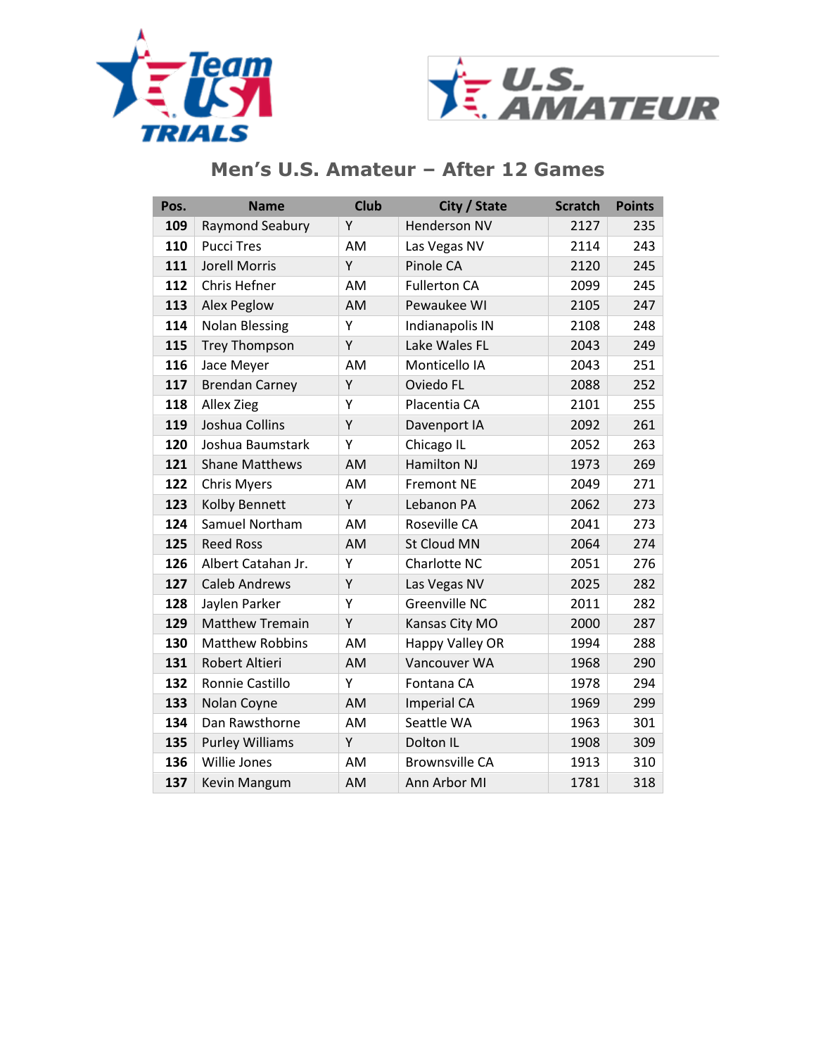## Men's U.S. Amateur – After 12 Games

| Pos. | Name | Club | City / State | Scratch | Points |
|---|---|---|---|---|---|
| 109 | Raymond Seabury | Y | Henderson NV | 2127 | 235 |
| 110 | Pucci Tres | AM | Las Vegas NV | 2114 | 243 |
| 111 | Jorell Morris | Y | Pinole CA | 2120 | 245 |
| 112 | Chris Hefner | AM | Fullerton CA | 2099 | 245 |
| 113 | Alex Peglow | AM | Pewaukee WI | 2105 | 247 |
| 114 | Nolan Blessing | Y | Indianapolis IN | 2108 | 248 |
| 115 | Trey Thompson | Y | Lake Wales FL | 2043 | 249 |
| 116 | Jace Meyer | AM | Monticello IA | 2043 | 251 |
| 117 | Brendan Carney | Y | Oviedo FL | 2088 | 252 |
| 118 | Allex Zieg | Y | Placentia CA | 2101 | 255 |
| 119 | Joshua Collins | Y | Davenport IA | 2092 | 261 |
| 120 | Joshua Baumstark | Y | Chicago IL | 2052 | 263 |
| 121 | Shane Matthews | AM | Hamilton NJ | 1973 | 269 |
| 122 | Chris Myers | AM | Fremont NE | 2049 | 271 |
| 123 | Kolby Bennett | Y | Lebanon PA | 2062 | 273 |
| 124 | Samuel Northam | AM | Roseville CA | 2041 | 273 |
| 125 | Reed Ross | AM | St Cloud MN | 2064 | 274 |
| 126 | Albert Catahan Jr. | Y | Charlotte NC | 2051 | 276 |
| 127 | Caleb Andrews | Y | Las Vegas NV | 2025 | 282 |
| 128 | Jaylen Parker | Y | Greenville NC | 2011 | 282 |
| 129 | Matthew Tremain | Y | Kansas City MO | 2000 | 287 |
| 130 | Matthew Robbins | AM | Happy Valley OR | 1994 | 288 |
| 131 | Robert Altieri | AM | Vancouver WA | 1968 | 290 |
| 132 | Ronnie Castillo | Y | Fontana CA | 1978 | 294 |
| 133 | Nolan Coyne | AM | Imperial CA | 1969 | 299 |
| 134 | Dan Rawsthorne | AM | Seattle WA | 1963 | 301 |
| 135 | Purley Williams | Y | Dolton IL | 1908 | 309 |
| 136 | Willie Jones | AM | Brownsville CA | 1913 | 310 |
| 137 | Kevin Mangum | AM | Ann Arbor MI | 1781 | 318 |